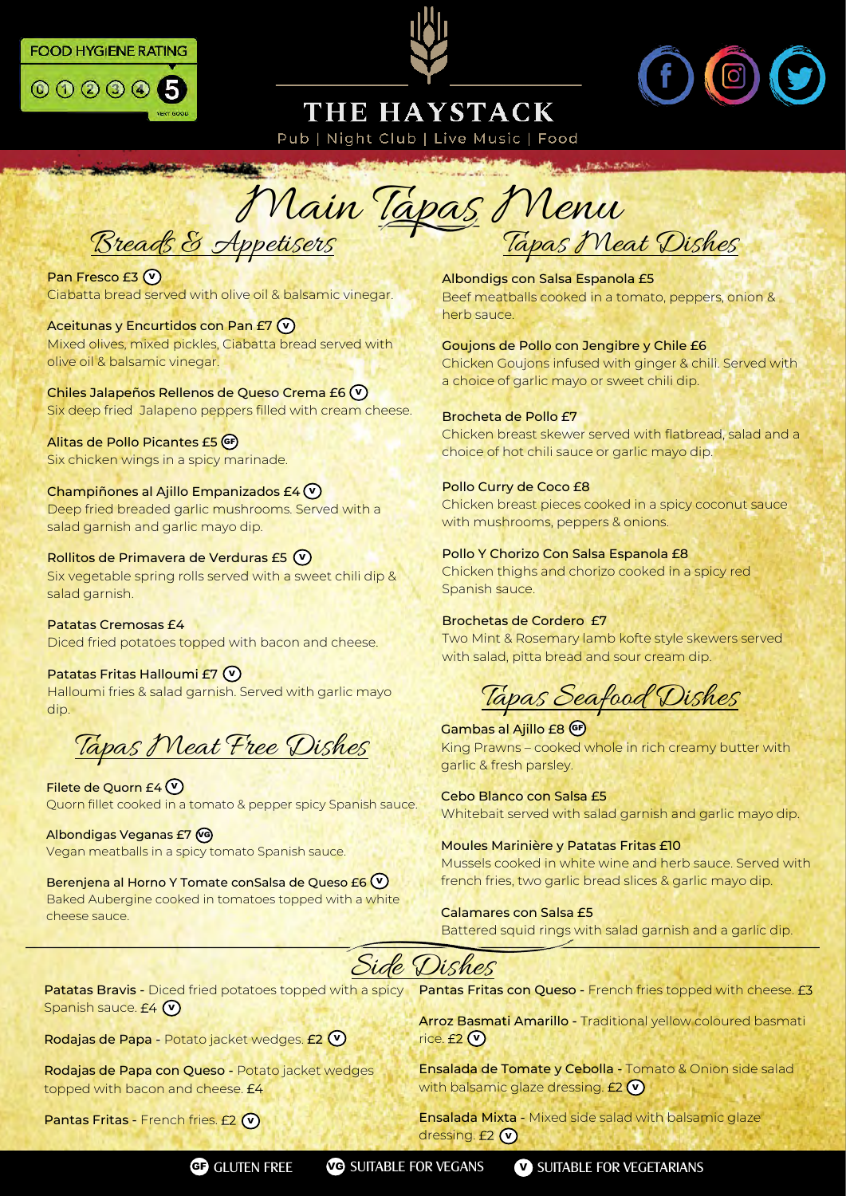FOOD HYGIENE RATING 5 VERY GOOD

# THE HAYSTACK

Pub | Night Club | Live Music | Food

# Main Tapas Menu

## Breads & Appetisers

**Pan Fresco £3** (V)
Ciabatta bread served with olive oil & balsamic vinegar.

**Aceitunas y Encurtidos con Pan £7** (V)
Mixed olives, mixed pickles, Ciabatta bread served with olive oil & balsamic vinegar.

**Chiles Jalapeños Rellenos de Queso Crema £6** (V)
Six deep fried Jalapeno peppers filled with cream cheese.

**Alitas de Pollo Picantes £5** (GF)
Six chicken wings in a spicy marinade.

**Champiñones al Ajillo Empanizados £4** (V)
Deep fried breaded garlic mushrooms. Served with a salad garnish and garlic mayo dip.

**Rollitos de Primavera de Verduras £5** (V)
Six vegetable spring rolls served with a sweet chili dip & salad garnish.

**Patatas Cremosas £4**
Diced fried potatoes topped with bacon and cheese.

**Patatas Fritas Halloumi £7** (V)
Halloumi fries & salad garnish. Served with garlic mayo dip.

## Tapas Meat Free Dishes

**Filete de Quorn £4** (V)
Quorn fillet cooked in a tomato & pepper spicy Spanish sauce.

**Albondigas Veganas £7** (VG)
Vegan meatballs in a spicy tomato Spanish sauce.

**Berenjena al Horno Y Tomate conSalsa de Queso £6** (V)
Baked Aubergine cooked in tomatoes topped with a white cheese sauce.

## Tapas Meat Dishes

**Albondigs con Salsa Espanola £5**
Beef meatballs cooked in a tomato, peppers, onion & herb sauce.

**Goujons de Pollo con Jengibre y Chile £6**
Chicken Goujons infused with ginger & chili. Served with a choice of garlic mayo or sweet chili dip.

**Brocheta de Pollo £7**
Chicken breast skewer served with flatbread, salad and a choice of hot chili sauce or garlic mayo dip.

**Pollo Curry de Coco £8**
Chicken breast pieces cooked in a spicy coconut sauce with mushrooms, peppers & onions.

**Pollo Y Chorizo Con Salsa Espanola £8**
Chicken thighs and chorizo cooked in a spicy red Spanish sauce.

**Brochetas de Cordero £7**
Two Mint & Rosemary lamb kofte style skewers served with salad, pitta bread and sour cream dip.

## Tapas Seafood Dishes

**Gambas al Ajillo £8** (GF)
King Prawns – cooked whole in rich creamy butter with garlic & fresh parsley.

**Cebo Blanco con Salsa £5**
Whitebait served with salad garnish and garlic mayo dip.

**Moules Marinière y Patatas Fritas £10**
Mussels cooked in white wine and herb sauce. Served with french fries, two garlic bread slices & garlic mayo dip.

**Calamares con Salsa £5**
Battered squid rings with salad garnish and a garlic dip.

## Side Dishes

**Patatas Bravis** - Diced fried potatoes topped with a spicy Spanish sauce. £4 (V)

**Rodajas de Papa** - Potato jacket wedges. £2 (V)

**Rodajas de Papa con Queso** - Potato jacket wedges topped with bacon and cheese. £4

**Pantas Fritas** - French fries. £2 (V)

**Pantas Fritas con Queso** - French fries topped with cheese. £3

**Arroz Basmati Amarillo** - Traditional yellow coloured basmati rice. £2 (V)

**Ensalada de Tomate y Cebolla** - Tomato & Onion side salad with balsamic glaze dressing. £2 (V)

**Ensalada Mixta** - Mixed side salad with balsamic glaze dressing. £2 (V)

(GF) GLUTEN FREE (VG) SUITABLE FOR VEGANS (V) SUITABLE FOR VEGETARIANS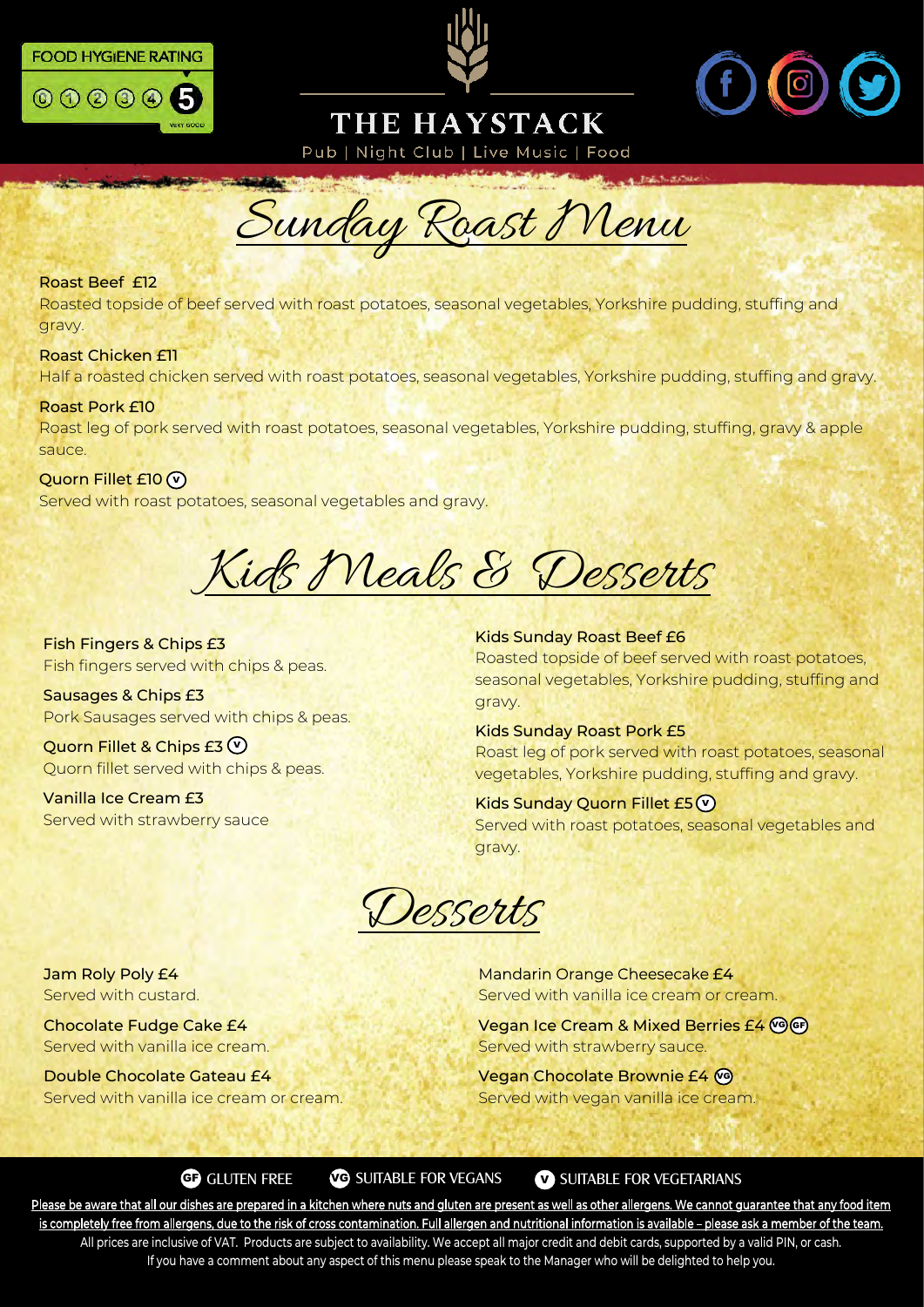FOOD HYGIENE RATING 0 1 2 3 4 5 VERY GOOD

# THE HAYSTACK

Pub | Night Club | Live Music | Food

## Sunday Roast Menu

**Roast Beef £12**
Roasted topside of beef served with roast potatoes, seasonal vegetables, Yorkshire pudding, stuffing and gravy.

**Roast Chicken £11**
Half a roasted chicken served with roast potatoes, seasonal vegetables, Yorkshire pudding, stuffing and gravy.

**Roast Pork £10**
Roast leg of pork served with roast potatoes, seasonal vegetables, Yorkshire pudding, stuffing, gravy & apple sauce.

**Quorn Fillet £10 (V)**
Served with roast potatoes, seasonal vegetables and gravy.

## Kids Meals & Desserts

**Fish Fingers & Chips £3**
Fish fingers served with chips & peas.

**Sausages & Chips £3**
Pork Sausages served with chips & peas.

**Quorn Fillet & Chips £3 (V)**
Quorn fillet served with chips & peas.

**Vanilla Ice Cream £3**
Served with strawberry sauce

**Kids Sunday Roast Beef £6**
Roasted topside of beef served with roast potatoes, seasonal vegetables, Yorkshire pudding, stuffing and gravy.

**Kids Sunday Roast Pork £5**
Roast leg of pork served with roast potatoes, seasonal vegetables, Yorkshire pudding, stuffing and gravy.

**Kids Sunday Quorn Fillet £5 (V)**
Served with roast potatoes, seasonal vegetables and gravy.

## Desserts

**Jam Roly Poly £4**
Served with custard.

**Chocolate Fudge Cake £4**
Served with vanilla ice cream.

**Double Chocolate Gateau £4**
Served with vanilla ice cream or cream.

**Mandarin Orange Cheesecake £4**
Served with vanilla ice cream or cream.

**Vegan Ice Cream & Mixed Berries £4 (VG) (GF)**
Served with strawberry sauce.

**Vegan Chocolate Brownie £4 (VG)**
Served with vegan vanilla ice cream.

(GF) GLUTEN FREE (VG) SUITABLE FOR VEGANS (V) SUITABLE FOR VEGETARIANS

Please be aware that all our dishes are prepared in a kitchen where nuts and gluten are present as well as other allergens. We cannot guarantee that any food item is completely free from allergens, due to the risk of cross contamination. Full allergen and nutritional information is available – please ask a member of the team.

All prices are inclusive of VAT. Products are subject to availability. We accept all major credit and debit cards, supported by a valid PIN, or cash.
If you have a comment about any aspect of this menu please speak to the Manager who will be delighted to help you.